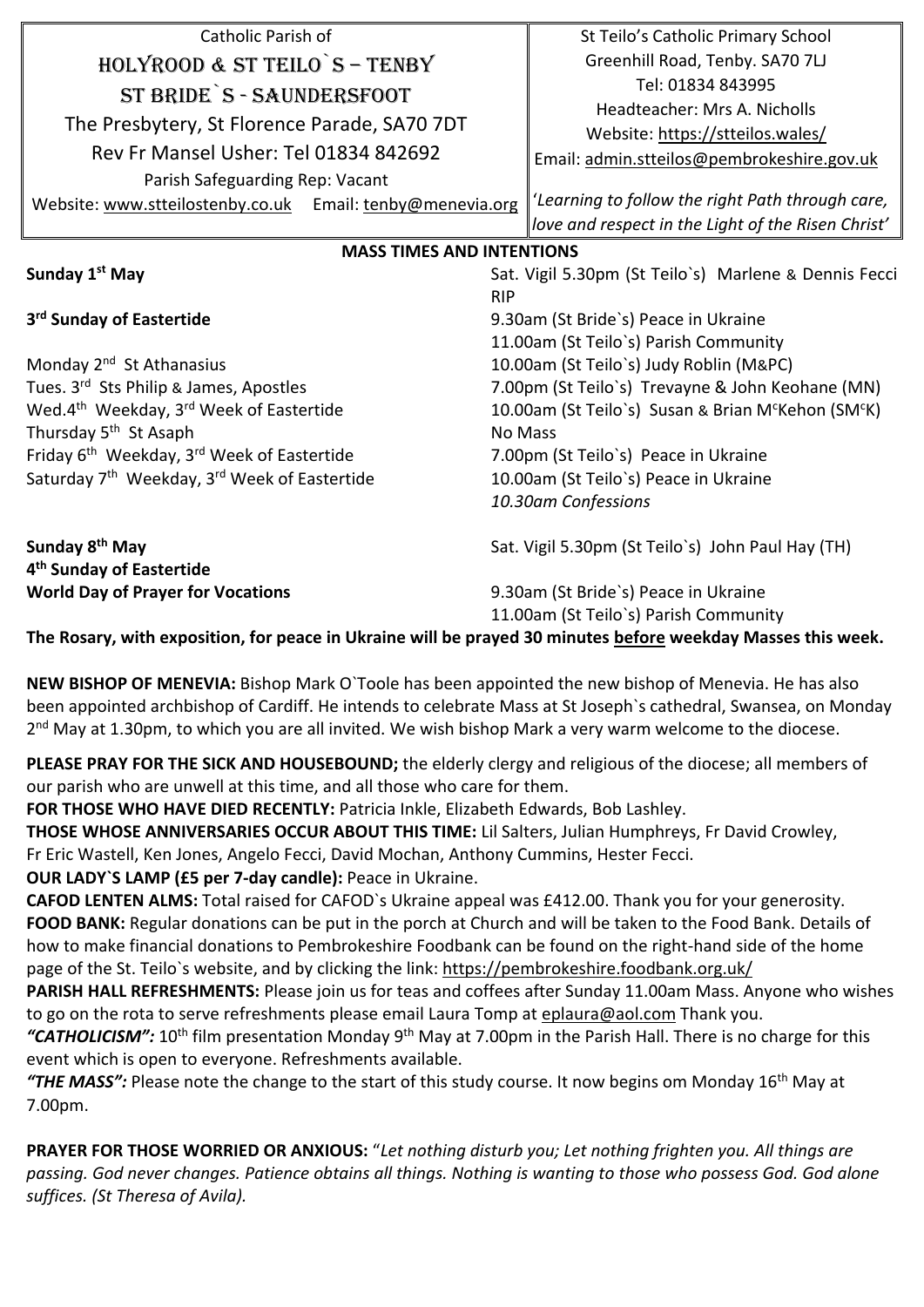Catholic Parish of
**HOLYROOD & ST TEILO`S – TENBY**
**ST BRIDE`S - SAUNDERSFOOT**
The Presbytery, St Florence Parade, SA70 7DT
Rev Fr Mansel Usher: Tel 01834 842692
Parish Safeguarding Rep: Vacant
Website: www.stteilostenby.co.uk Email: tenby@menevia.org

St Teilo's Catholic Primary School
Greenhill Road, Tenby. SA70 7LJ
Tel: 01834 843995
Headteacher: Mrs A. Nicholls
Website: https://stteilos.wales/
Email: admin.stteilos@pembrokeshire.gov.uk

*'Learning to follow the right Path through care, love and respect in the Light of the Risen Christ'*

## MASS TIMES AND INTENTIONS

| | |
|---|---|
| **Sunday 1st May** | Sat. Vigil 5.30pm (St Teilo`s) Marlene & Dennis Fecci RIP |
| **3rd Sunday of Eastertide** | 9.30am (St Bride`s) Peace in Ukraine |
| | 11.00am (St Teilo`s) Parish Community |
| Monday 2nd St Athanasius | 10.00am (St Teilo`s) Judy Roblin (M&PC) |
| Tues. 3rd Sts Philip & James, Apostles | 7.00pm (St Teilo`s) Trevayne & John Keohane (MN) |
| Wed.4th Weekday, 3rd Week of Eastertide | 10.00am (St Teilo`s) Susan & Brian McKehon (SMcK) |
| Thursday 5th St Asaph | No Mass |
| Friday 6th Weekday, 3rd Week of Eastertide | 7.00pm (St Teilo`s) Peace in Ukraine |
| Saturday 7th Weekday, 3rd Week of Eastertide | 10.00am (St Teilo`s) Peace in Ukraine |
| | *10.30am Confessions* |
| **Sunday 8th May** | Sat. Vigil 5.30pm (St Teilo`s) John Paul Hay (TH) |
| **4th Sunday of Eastertide** | |
| **World Day of Prayer for Vocations** | 9.30am (St Bride`s) Peace in Ukraine |
| | 11.00am (St Teilo`s) Parish Community |

**The Rosary, with exposition, for peace in Ukraine will be prayed 30 minutes before weekday Masses this week.**

**NEW BISHOP OF MENEVIA:** Bishop Mark O`Toole has been appointed the new bishop of Menevia. He has also been appointed archbishop of Cardiff. He intends to celebrate Mass at St Joseph`s cathedral, Swansea, on Monday 2nd May at 1.30pm, to which you are all invited. We wish bishop Mark a very warm welcome to the diocese.

**PLEASE PRAY FOR THE SICK AND HOUSEBOUND;** the elderly clergy and religious of the diocese; all members of our parish who are unwell at this time, and all those who care for them.

**FOR THOSE WHO HAVE DIED RECENTLY:** Patricia Inkle, Elizabeth Edwards, Bob Lashley.

**THOSE WHOSE ANNIVERSARIES OCCUR ABOUT THIS TIME:** Lil Salters, Julian Humphreys, Fr David Crowley, Fr Eric Wastell, Ken Jones, Angelo Fecci, David Mochan, Anthony Cummins, Hester Fecci.

**OUR LADY`S LAMP (£5 per 7-day candle):** Peace in Ukraine.

**CAFOD LENTEN ALMS:** Total raised for CAFOD`s Ukraine appeal was £412.00. Thank you for your generosity.

**FOOD BANK:** Regular donations can be put in the porch at Church and will be taken to the Food Bank. Details of how to make financial donations to Pembrokeshire Foodbank can be found on the right-hand side of the home page of the St. Teilo`s website, and by clicking the link: https://pembrokeshire.foodbank.org.uk/

**PARISH HALL REFRESHMENTS:** Please join us for teas and coffees after Sunday 11.00am Mass. Anyone who wishes to go on the rota to serve refreshments please email Laura Tomp at eplaura@aol.com Thank you.

***"CATHOLICISM":*** 10th film presentation Monday 9th May at 7.00pm in the Parish Hall. There is no charge for this event which is open to everyone. Refreshments available.

***"THE MASS":*** Please note the change to the start of this study course. It now begins om Monday 16th May at 7.00pm.

**PRAYER FOR THOSE WORRIED OR ANXIOUS:** "*Let nothing disturb you; Let nothing frighten you. All things are passing. God never changes. Patience obtains all things. Nothing is wanting to those who possess God. God alone suffices. (St Theresa of Avila).*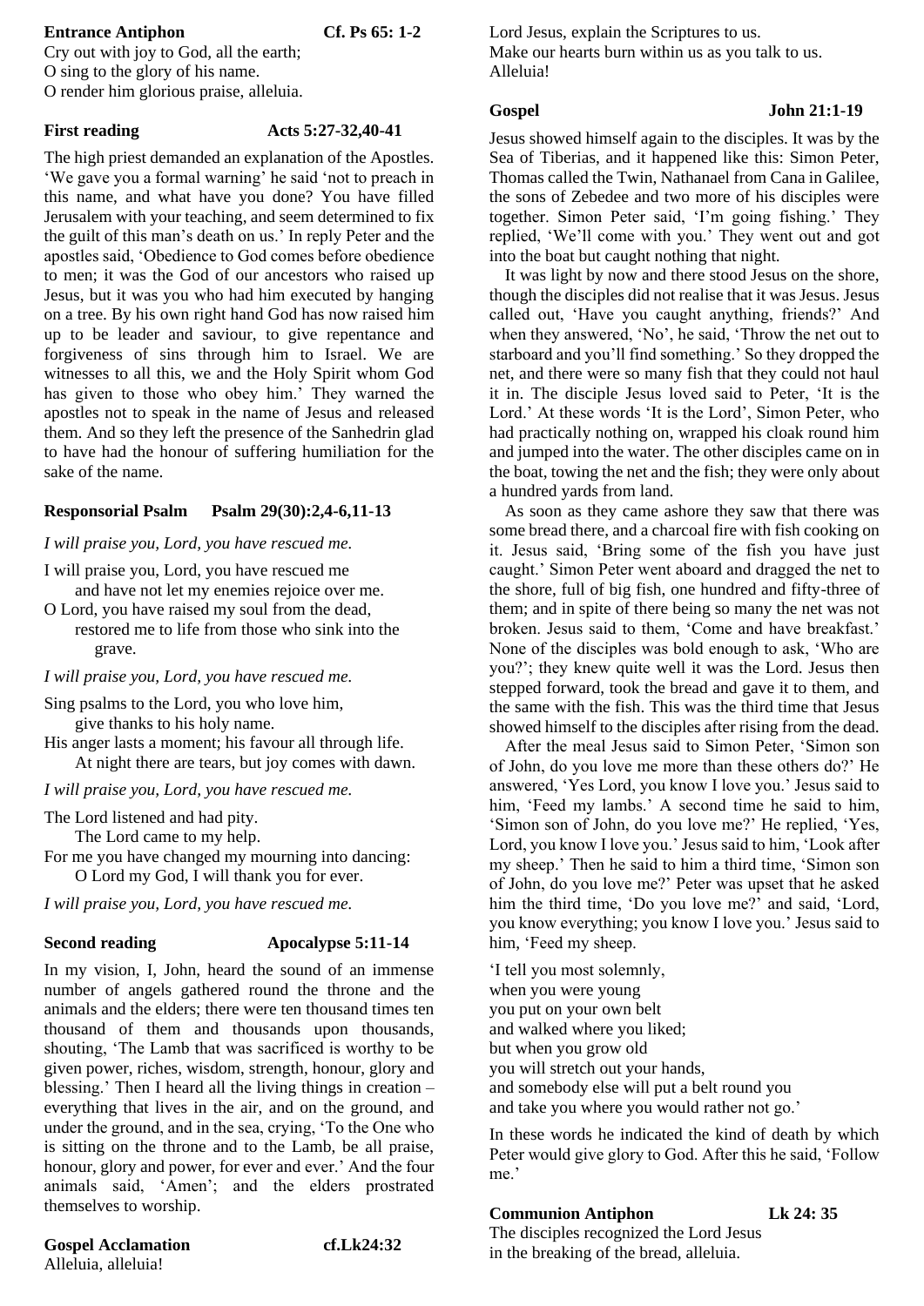**Entrance Antiphon** **Cf. Ps 65: 1-2**

Cry out with joy to God, all the earth;
O sing to the glory of his name.
O render him glorious praise, alleluia.

**First reading** **Acts 5:27-32,40-41**

The high priest demanded an explanation of the Apostles. 'We gave you a formal warning' he said 'not to preach in this name, and what have you done? You have filled Jerusalem with your teaching, and seem determined to fix the guilt of this man's death on us.' In reply Peter and the apostles said, 'Obedience to God comes before obedience to men; it was the God of our ancestors who raised up Jesus, but it was you who had him executed by hanging on a tree. By his own right hand God has now raised him up to be leader and saviour, to give repentance and forgiveness of sins through him to Israel. We are witnesses to all this, we and the Holy Spirit whom God has given to those who obey him.' They warned the apostles not to speak in the name of Jesus and released them. And so they left the presence of the Sanhedrin glad to have had the honour of suffering humiliation for the sake of the name.

**Responsorial Psalm** **Psalm 29(30):2,4-6,11-13**

*I will praise you, Lord, you have rescued me.*

I will praise you, Lord, you have rescued me
and have not let my enemies rejoice over me.
O Lord, you have raised my soul from the dead,
restored me to life from those who sink into the grave.

*I will praise you, Lord, you have rescued me.*

Sing psalms to the Lord, you who love him,
give thanks to his holy name.
His anger lasts a moment; his favour all through life.
At night there are tears, but joy comes with dawn.

*I will praise you, Lord, you have rescued me.*

The Lord listened and had pity.
The Lord came to my help.
For me you have changed my mourning into dancing:
O Lord my God, I will thank you for ever.

*I will praise you, Lord, you have rescued me.*

**Second reading** **Apocalypse 5:11-14**

In my vision, I, John, heard the sound of an immense number of angels gathered round the throne and the animals and the elders; there were ten thousand times ten thousand of them and thousands upon thousands, shouting, 'The Lamb that was sacrificed is worthy to be given power, riches, wisdom, strength, honour, glory and blessing.' Then I heard all the living things in creation – everything that lives in the air, and on the ground, and under the ground, and in the sea, crying, 'To the One who is sitting on the throne and to the Lamb, be all praise, honour, glory and power, for ever and ever.' And the four animals said, 'Amen'; and the elders prostrated themselves to worship.

**Gospel Acclamation** **cf.Lk24:32**

Alleluia, alleluia!
Lord Jesus, explain the Scriptures to us.
Make our hearts burn within us as you talk to us.
Alleluia!

**Gospel** **John 21:1-19**

Jesus showed himself again to the disciples. It was by the Sea of Tiberias, and it happened like this: Simon Peter, Thomas called the Twin, Nathanael from Cana in Galilee, the sons of Zebedee and two more of his disciples were together. Simon Peter said, 'I'm going fishing.' They replied, 'We'll come with you.' They went out and got into the boat but caught nothing that night.

It was light by now and there stood Jesus on the shore, though the disciples did not realise that it was Jesus. Jesus called out, 'Have you caught anything, friends?' And when they answered, 'No', he said, 'Throw the net out to starboard and you'll find something.' So they dropped the net, and there were so many fish that they could not haul it in. The disciple Jesus loved said to Peter, 'It is the Lord.' At these words 'It is the Lord', Simon Peter, who had practically nothing on, wrapped his cloak round him and jumped into the water. The other disciples came on in the boat, towing the net and the fish; they were only about a hundred yards from land.

As soon as they came ashore they saw that there was some bread there, and a charcoal fire with fish cooking on it. Jesus said, 'Bring some of the fish you have just caught.' Simon Peter went aboard and dragged the net to the shore, full of big fish, one hundred and fifty-three of them; and in spite of there being so many the net was not broken. Jesus said to them, 'Come and have breakfast.' None of the disciples was bold enough to ask, 'Who are you?'; they knew quite well it was the Lord. Jesus then stepped forward, took the bread and gave it to them, and the same with the fish. This was the third time that Jesus showed himself to the disciples after rising from the dead.

After the meal Jesus said to Simon Peter, 'Simon son of John, do you love me more than these others do?' He answered, 'Yes Lord, you know I love you.' Jesus said to him, 'Feed my lambs.' A second time he said to him, 'Simon son of John, do you love me?' He replied, 'Yes, Lord, you know I love you.' Jesus said to him, 'Look after my sheep.' Then he said to him a third time, 'Simon son of John, do you love me?' Peter was upset that he asked him the third time, 'Do you love me?' and said, 'Lord, you know everything; you know I love you.' Jesus said to him, 'Feed my sheep.

'I tell you most solemnly,
when you were young
you put on your own belt
and walked where you liked;
but when you grow old
you will stretch out your hands,
and somebody else will put a belt round you
and take you where you would rather not go.'

In these words he indicated the kind of death by which Peter would give glory to God. After this he said, 'Follow me.'

**Communion Antiphon** **Lk 24: 35**

The disciples recognized the Lord Jesus
in the breaking of the bread, alleluia.